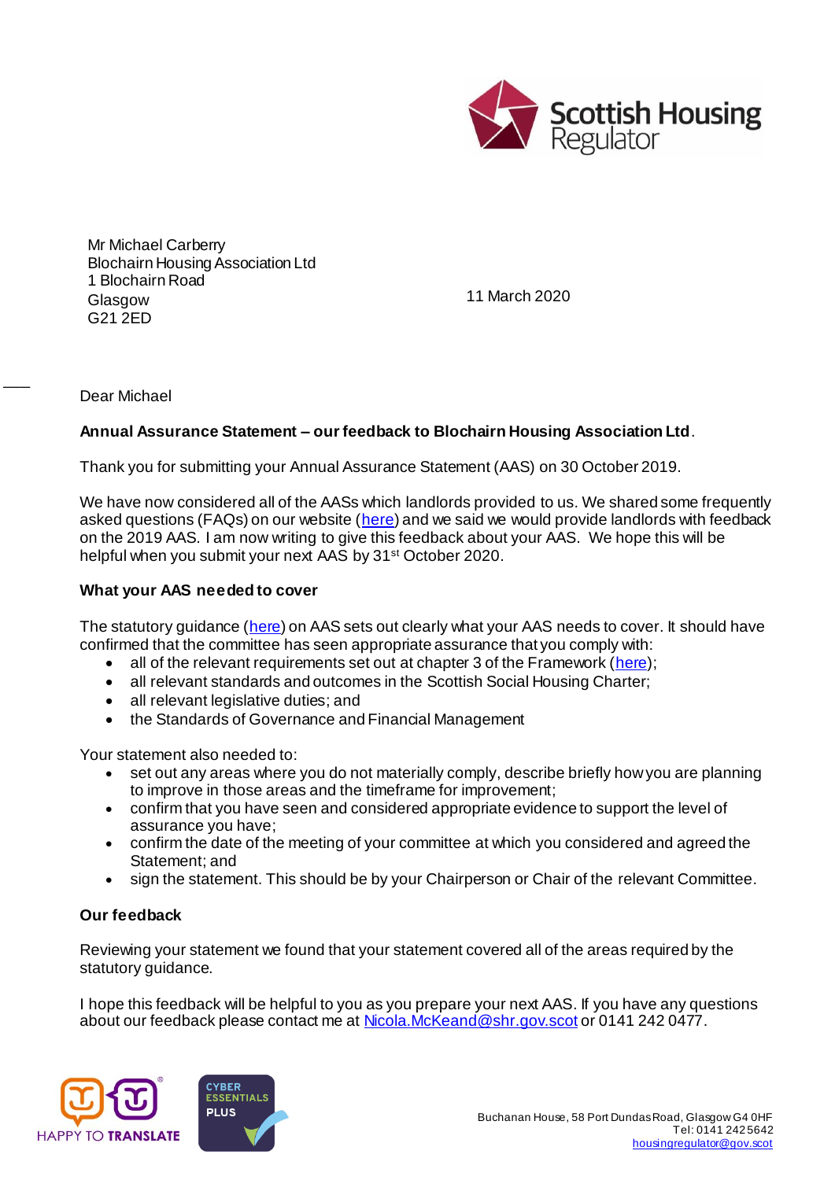Mr Michael Carberry
Blochairn Housing Association Ltd
1 Blochairn Road
Glasgow
G21 2ED

11 March 2020

Dear Michael

**Annual Assurance Statement – our feedback to Blochairn Housing Association Ltd**.

Thank you for submitting your Annual Assurance Statement (AAS) on 30 October 2019.

We have now considered all of the AASs which landlords provided to us. We shared some frequently asked questions (FAQs) on our website (here) and we said we would provide landlords with feedback on the 2019 AAS. I am now writing to give this feedback about your AAS. We hope this will be helpful when you submit your next AAS by 31st October 2020.

**What your AAS needed to cover**

The statutory guidance (here) on AAS sets out clearly what your AAS needs to cover. It should have confirmed that the committee has seen appropriate assurance that you comply with:

- all of the relevant requirements set out at chapter 3 of the Framework (here);
- all relevant standards and outcomes in the Scottish Social Housing Charter;
- all relevant legislative duties; and
- the Standards of Governance and Financial Management

Your statement also needed to:

- set out any areas where you do not materially comply, describe briefly how you are planning to improve in those areas and the timeframe for improvement;
- confirm that you have seen and considered appropriate evidence to support the level of assurance you have;
- confirm the date of the meeting of your committee at which you considered and agreed the Statement; and
- sign the statement. This should be by your Chairperson or Chair of the relevant Committee.

**Our feedback**

Reviewing your statement we found that your statement covered all of the areas required by the statutory guidance.

I hope this feedback will be helpful to you as you prepare your next AAS. If you have any questions about our feedback please contact me at Nicola.McKeand@shr.gov.scot or 0141 242 0477.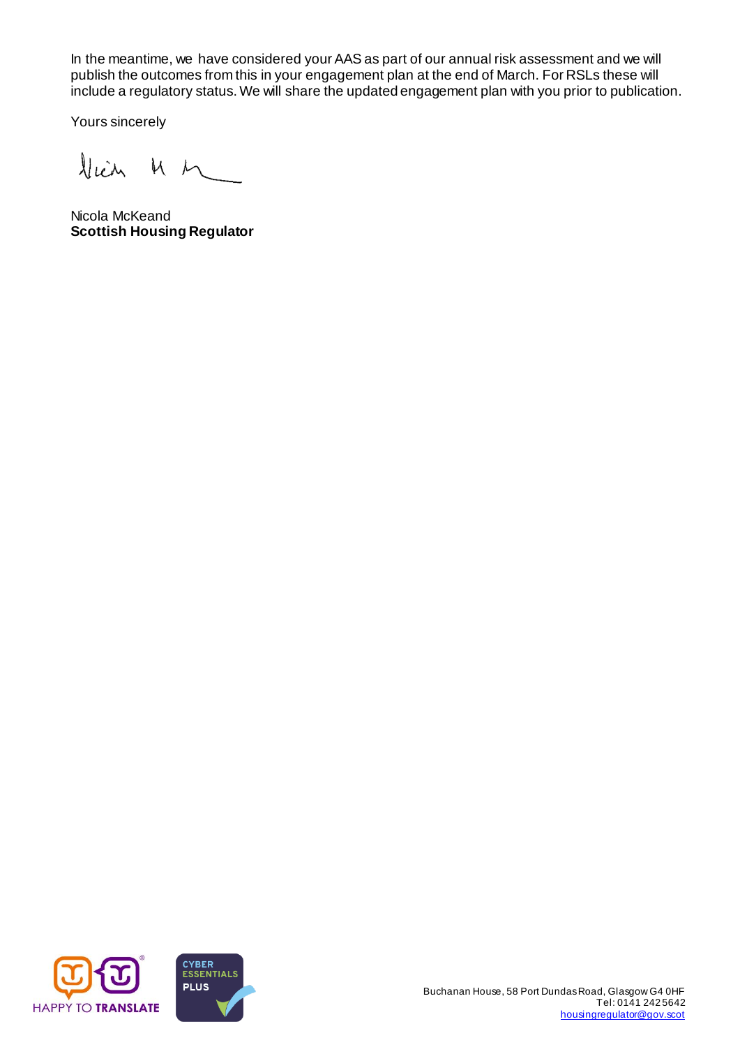In the meantime, we have considered your AAS as part of our annual risk assessment and we will publish the outcomes from this in your engagement plan at the end of March. For RSLs these will include a regulatory status. We will share the updated engagement plan with you prior to publication.

Yours sincerely

Nicola McKeand
**Scottish Housing Regulator**

Buchanan House, 58 Port Dundas Road, Glasgow G4 0HF
Tel: 0141 242 5642
housingregulator@gov.scot